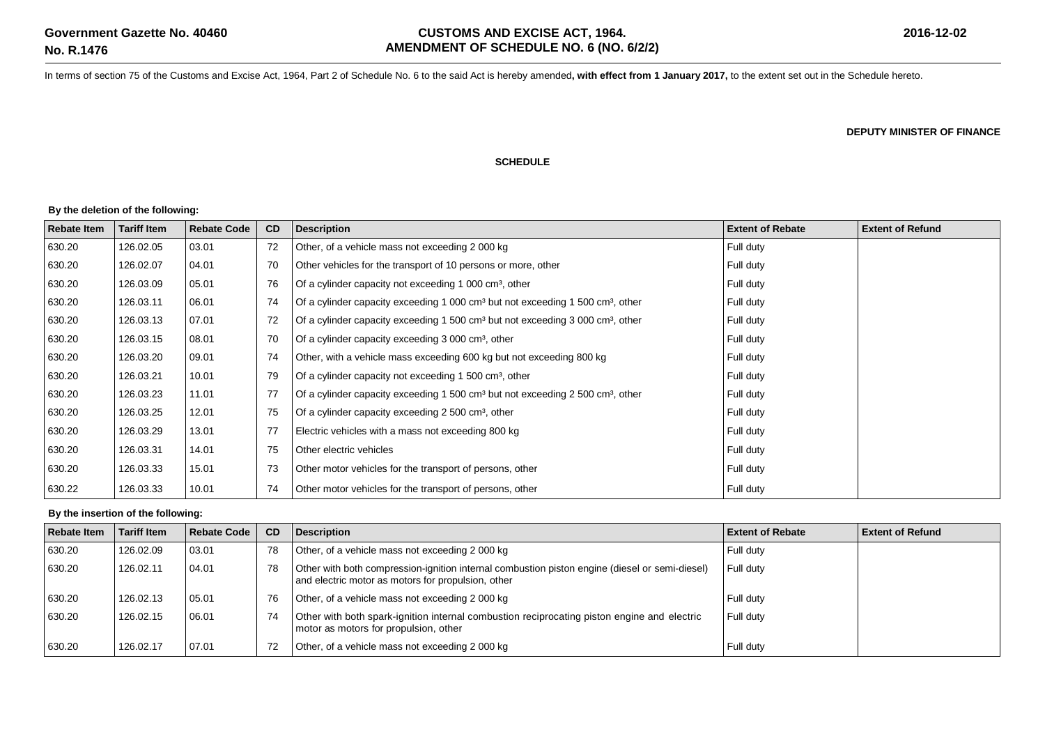**Government Gazette No. 40460**
**No. R.1476**

**CUSTOMS AND EXCISE ACT, 1964.**
**AMENDMENT OF SCHEDULE NO. 6 (NO. 6/2/2)**

**2016-12-02**

In terms of section 75 of the Customs and Excise Act, 1964, Part 2 of Schedule No. 6 to the said Act is hereby amended**, with effect from 1 January 2017,** to the extent set out in the Schedule hereto.

**DEPUTY MINISTER OF FINANCE**

**SCHEDULE**

**By the deletion of the following:**

| Rebate Item | Tariff Item | Rebate Code | CD | Description | Extent of Rebate | Extent of Refund |
|---|---|---|---|---|---|---|
| 630.20 | 126.02.05 | 03.01 | 72 | Other, of a vehicle mass not exceeding 2 000 kg | Full duty | |
| 630.20 | 126.02.07 | 04.01 | 70 | Other vehicles for the transport of 10 persons or more, other | Full duty | |
| 630.20 | 126.03.09 | 05.01 | 76 | Of a cylinder capacity not exceeding 1 000 cm³, other | Full duty | |
| 630.20 | 126.03.11 | 06.01 | 74 | Of a cylinder capacity exceeding 1 000 cm³ but not exceeding 1 500 cm³, other | Full duty | |
| 630.20 | 126.03.13 | 07.01 | 72 | Of a cylinder capacity exceeding 1 500 cm³ but not exceeding 3 000 cm³, other | Full duty | |
| 630.20 | 126.03.15 | 08.01 | 70 | Of a cylinder capacity exceeding 3 000 cm³, other | Full duty | |
| 630.20 | 126.03.20 | 09.01 | 74 | Other, with a vehicle mass exceeding 600 kg but not exceeding 800 kg | Full duty | |
| 630.20 | 126.03.21 | 10.01 | 79 | Of a cylinder capacity not exceeding 1 500 cm³, other | Full duty | |
| 630.20 | 126.03.23 | 11.01 | 77 | Of a cylinder capacity exceeding 1 500 cm³ but not exceeding 2 500 cm³, other | Full duty | |
| 630.20 | 126.03.25 | 12.01 | 75 | Of a cylinder capacity exceeding 2 500 cm³, other | Full duty | |
| 630.20 | 126.03.29 | 13.01 | 77 | Electric vehicles with a mass not exceeding 800 kg | Full duty | |
| 630.20 | 126.03.31 | 14.01 | 75 | Other electric vehicles | Full duty | |
| 630.20 | 126.03.33 | 15.01 | 73 | Other motor vehicles for the transport of persons, other | Full duty | |
| 630.22 | 126.03.33 | 10.01 | 74 | Other motor vehicles for the transport of persons, other | Full duty | |

**By the insertion of the following:**

| Rebate Item | Tariff Item | Rebate Code | CD | Description | Extent of Rebate | Extent of Refund |
|---|---|---|---|---|---|---|
| 630.20 | 126.02.09 | 03.01 | 78 | Other, of a vehicle mass not exceeding 2 000 kg | Full duty | |
| 630.20 | 126.02.11 | 04.01 | 78 | Other with both compression-ignition internal combustion piston engine (diesel or semi-diesel) and electric motor as motors for propulsion, other | Full duty | |
| 630.20 | 126.02.13 | 05.01 | 76 | Other, of a vehicle mass not exceeding 2 000 kg | Full duty | |
| 630.20 | 126.02.15 | 06.01 | 74 | Other with both spark-ignition internal combustion reciprocating piston engine and electric motor as motors for propulsion, other | Full duty | |
| 630.20 | 126.02.17 | 07.01 | 72 | Other, of a vehicle mass not exceeding 2 000 kg | Full duty | |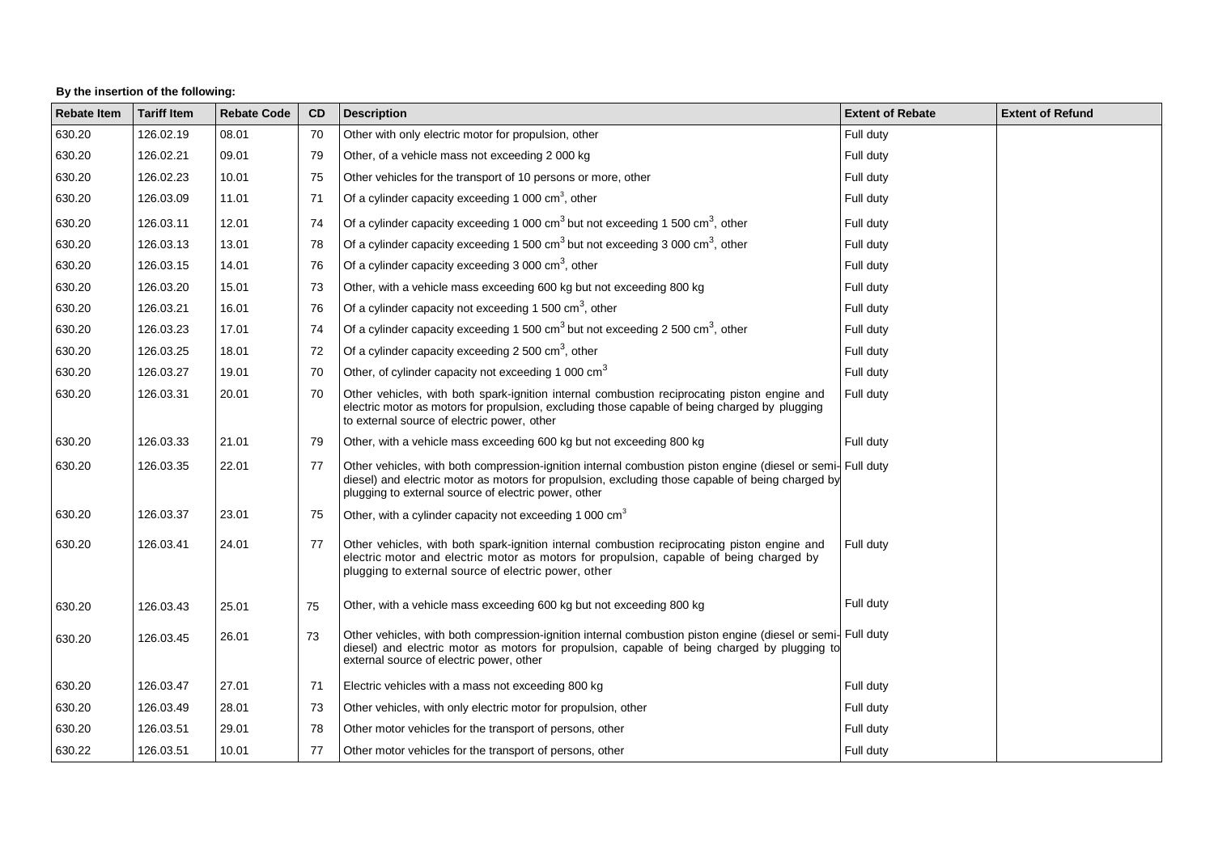**By the insertion of the following:**

| Rebate Item | Tariff Item | Rebate Code | CD | Description | Extent of Rebate | Extent of Refund |
|---|---|---|---|---|---|---|
| 630.20 | 126.02.19 | 08.01 | 70 | Other with only electric motor for propulsion, other | Full duty | |
| 630.20 | 126.02.21 | 09.01 | 79 | Other, of a vehicle mass not exceeding 2 000 kg | Full duty | |
| 630.20 | 126.02.23 | 10.01 | 75 | Other vehicles for the transport of 10 persons or more, other | Full duty | |
| 630.20 | 126.03.09 | 11.01 | 71 | Of a cylinder capacity exceeding 1 000 $cm^3$, other | Full duty | |
| 630.20 | 126.03.11 | 12.01 | 74 | Of a cylinder capacity exceeding 1 000 $cm^3$ but not exceeding 1 500 $cm^3$, other | Full duty | |
| 630.20 | 126.03.13 | 13.01 | 78 | Of a cylinder capacity exceeding 1 500 $cm^3$ but not exceeding 3 000 $cm^3$, other | Full duty | |
| 630.20 | 126.03.15 | 14.01 | 76 | Of a cylinder capacity exceeding 3 000 $cm^3$, other | Full duty | |
| 630.20 | 126.03.20 | 15.01 | 73 | Other, with a vehicle mass exceeding 600 kg but not exceeding 800 kg | Full duty | |
| 630.20 | 126.03.21 | 16.01 | 76 | Of a cylinder capacity not exceeding 1 500 $cm^3$, other | Full duty | |
| 630.20 | 126.03.23 | 17.01 | 74 | Of a cylinder capacity exceeding 1 500 $cm^3$ but not exceeding 2 500 $cm^3$, other | Full duty | |
| 630.20 | 126.03.25 | 18.01 | 72 | Of a cylinder capacity exceeding 2 500 $cm^3$, other | Full duty | |
| 630.20 | 126.03.27 | 19.01 | 70 | Other, of cylinder capacity not exceeding 1 000 $cm^3$ | Full duty | |
| 630.20 | 126.03.31 | 20.01 | 70 | Other vehicles, with both spark-ignition internal combustion reciprocating piston engine and electric motor as motors for propulsion, excluding those capable of being charged by plugging to external source of electric power, other | Full duty | |
| 630.20 | 126.03.33 | 21.01 | 79 | Other, with a vehicle mass exceeding 600 kg but not exceeding 800 kg | Full duty | |
| 630.20 | 126.03.35 | 22.01 | 77 | Other vehicles, with both compression-ignition internal combustion piston engine (diesel or semi-diesel) and electric motor as motors for propulsion, excluding those capable of being charged by plugging to external source of electric power, other | Full duty | |
| 630.20 | 126.03.37 | 23.01 | 75 | Other, with a cylinder capacity not exceeding 1 000 $cm^3$ | | |
| 630.20 | 126.03.41 | 24.01 | 77 | Other vehicles, with both spark-ignition internal combustion reciprocating piston engine and electric motor and electric motor as motors for propulsion, capable of being charged by plugging to external source of electric power, other | Full duty | |
| 630.20 | 126.03.43 | 25.01 | 75 | Other, with a vehicle mass exceeding 600 kg but not exceeding 800 kg | Full duty | |
| 630.20 | 126.03.45 | 26.01 | 73 | Other vehicles, with both compression-ignition internal combustion piston engine (diesel or semi-diesel) and electric motor as motors for propulsion, capable of being charged by plugging to external source of electric power, other | Full duty | |
| 630.20 | 126.03.47 | 27.01 | 71 | Electric vehicles with a mass not exceeding 800 kg | Full duty | |
| 630.20 | 126.03.49 | 28.01 | 73 | Other vehicles, with only electric motor for propulsion, other | Full duty | |
| 630.20 | 126.03.51 | 29.01 | 78 | Other motor vehicles for the transport of persons, other | Full duty | |
| 630.22 | 126.03.51 | 10.01 | 77 | Other motor vehicles for the transport of persons, other | Full duty | |